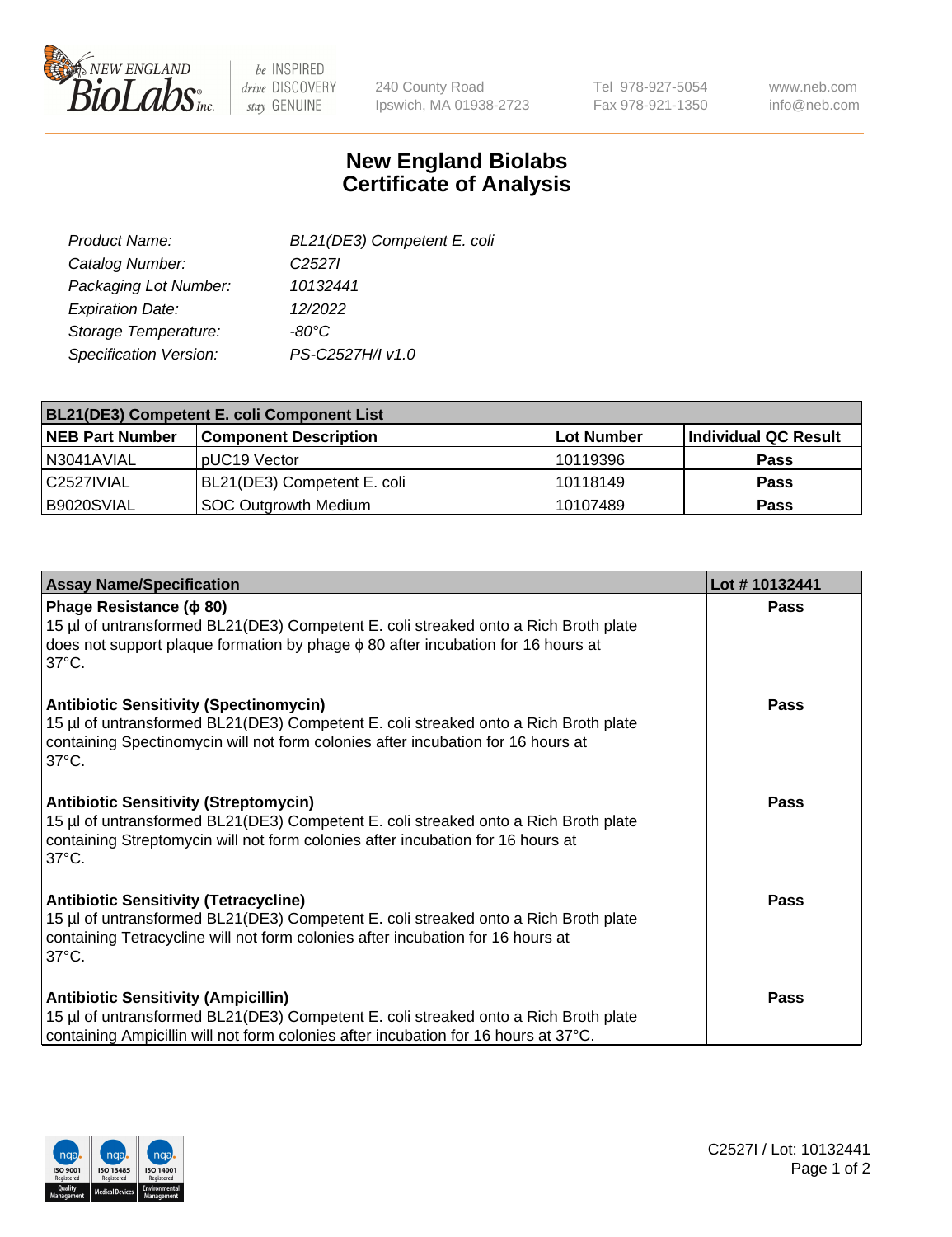240 County Road
Ipswich, MA 01938-2723

Tel 978-927-5054
Fax 978-921-1350

www.neb.com
info@neb.com

# New England Biolabs Certificate of Analysis

| | |
|---|---|
| *Product Name:* | *BL21(DE3) Competent E. coli* |
| *Catalog Number:* | *C2527I* |
| *Packaging Lot Number:* | *10132441* |
| *Expiration Date:* | *12/2022* |
| *Storage Temperature:* | *-80°C* |
| *Specification Version:* | *PS-C2527H/I v1.0* |

| BL21(DE3) Competent E. coli Component List | | | |
|---|---|---|---|
| **NEB Part Number** | **Component Description** | **Lot Number** | **Individual QC Result** |
| N3041AVIAL | pUC19 Vector | 10119396 | **Pass** |
| C2527IVIAL | BL21(DE3) Competent E. coli | 10118149 | **Pass** |
| B9020SVIAL | SOC Outgrowth Medium | 10107489 | **Pass** |

| Assay Name/Specification | Lot # 10132441 |
|---|---|
| **Phage Resistance (ϕ 80)** 15 µl of untransformed BL21(DE3) Competent E. coli streaked onto a Rich Broth plate does not support plaque formation by phage ϕ 80 after incubation for 16 hours at 37°C. | **Pass** |
| **Antibiotic Sensitivity (Spectinomycin)** 15 µl of untransformed BL21(DE3) Competent E. coli streaked onto a Rich Broth plate containing Spectinomycin will not form colonies after incubation for 16 hours at 37°C. | **Pass** |
| **Antibiotic Sensitivity (Streptomycin)** 15 µl of untransformed BL21(DE3) Competent E. coli streaked onto a Rich Broth plate containing Streptomycin will not form colonies after incubation for 16 hours at 37°C. | **Pass** |
| **Antibiotic Sensitivity (Tetracycline)** 15 µl of untransformed BL21(DE3) Competent E. coli streaked onto a Rich Broth plate containing Tetracycline will not form colonies after incubation for 16 hours at 37°C. | **Pass** |
| **Antibiotic Sensitivity (Ampicillin)** 15 µl of untransformed BL21(DE3) Competent E. coli streaked onto a Rich Broth plate containing Ampicillin will not form colonies after incubation for 16 hours at 37°C. | **Pass** |

C2527I / Lot: 10132441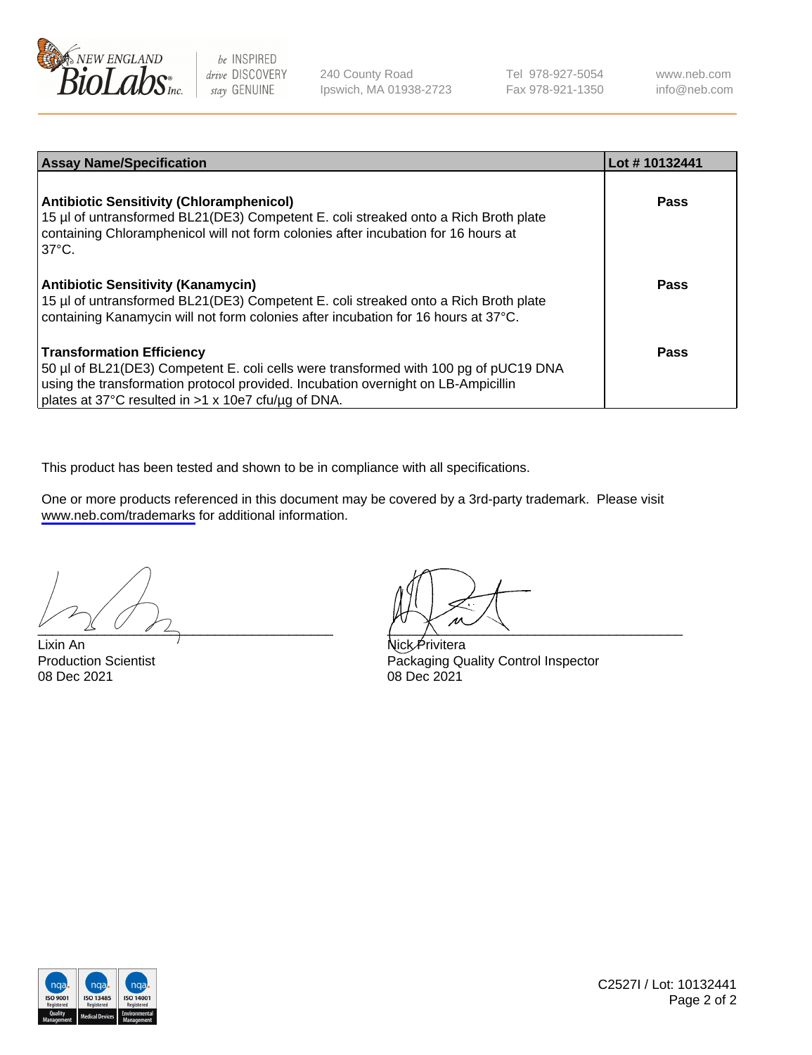| Assay Name/Specification | Lot # 10132441 |
| --- | --- |
| **Antibiotic Sensitivity (Chloramphenicol)**<br>15 µl of untransformed BL21(DE3) Competent E. coli streaked onto a Rich Broth plate containing Chloramphenicol will not form colonies after incubation for 16 hours at 37°C. | **Pass** |
| **Antibiotic Sensitivity (Kanamycin)**<br>15 µl of untransformed BL21(DE3) Competent E. coli streaked onto a Rich Broth plate containing Kanamycin will not form colonies after incubation for 16 hours at 37°C. | **Pass** |
| **Transformation Efficiency**<br>50 µl of BL21(DE3) Competent E. coli cells were transformed with 100 pg of pUC19 DNA using the transformation protocol provided. Incubation overnight on LB-Ampicillin plates at 37°C resulted in >1 x 10e7 cfu/µg of DNA. | **Pass** |

This product has been tested and shown to be in compliance with all specifications.

One or more products referenced in this document may be covered by a 3rd-party trademark. Please visit www.neb.com/trademarks for additional information.

Lixin An
Production Scientist
08 Dec 2021

Nick Privitera
Packaging Quality Control Inspector
08 Dec 2021

C2527I / Lot: 10132441